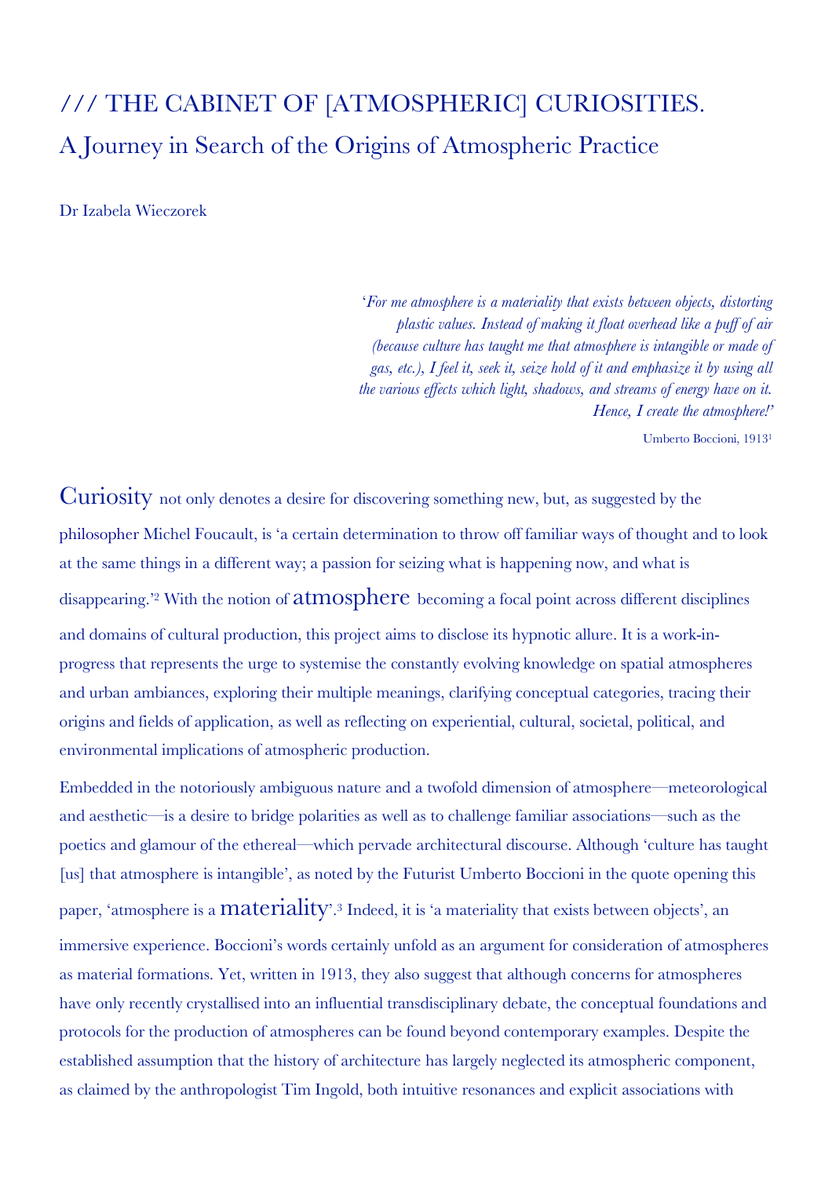# /// THE CABINET OF [ATMOSPHERIC] CURIOSITIES.

## A Journey in Search of the Origins of Atmospheric Practice

Dr Izabela Wieczorek

> '*For me atmosphere is a materiality that exists between objects, distorting plastic values. Instead of making it float overhead like a puff of air (because culture has taught me that atmosphere is intangible or made of gas, etc.), I feel it, seek it, seize hold of it and emphasize it by using all the various effects which light, shadows, and streams of energy have on it. Hence, I create the atmosphere!*'
>
> Umberto Boccioni, 1913[1]

Curiosity not only denotes a desire for discovering something new, but, as suggested by the philosopher Michel Foucault, is 'a certain determination to throw off familiar ways of thought and to look at the same things in a different way; a passion for seizing what is happening now, and what is disappearing.'[2] With the notion of atmosphere becoming a focal point across different disciplines and domains of cultural production, this project aims to disclose its hypnotic allure. It is a work-in-progress that represents the urge to systemise the constantly evolving knowledge on spatial atmospheres and urban ambiances, exploring their multiple meanings, clarifying conceptual categories, tracing their origins and fields of application, as well as reflecting on experiential, cultural, societal, political, and environmental implications of atmospheric production.

Embedded in the notoriously ambiguous nature and a twofold dimension of atmosphere—meteorological and aesthetic—is a desire to bridge polarities as well as to challenge familiar associations—such as the poetics and glamour of the ethereal—which pervade architectural discourse. Although 'culture has taught [us] that atmosphere is intangible', as noted by the Futurist Umberto Boccioni in the quote opening this paper, 'atmosphere is a materiality'.[3] Indeed, it is 'a materiality that exists between objects', an immersive experience. Boccioni's words certainly unfold as an argument for consideration of atmospheres as material formations. Yet, written in 1913, they also suggest that although concerns for atmospheres have only recently crystallised into an influential transdisciplinary debate, the conceptual foundations and protocols for the production of atmospheres can be found beyond contemporary examples. Despite the established assumption that the history of architecture has largely neglected its atmospheric component, as claimed by the anthropologist Tim Ingold, both intuitive resonances and explicit associations with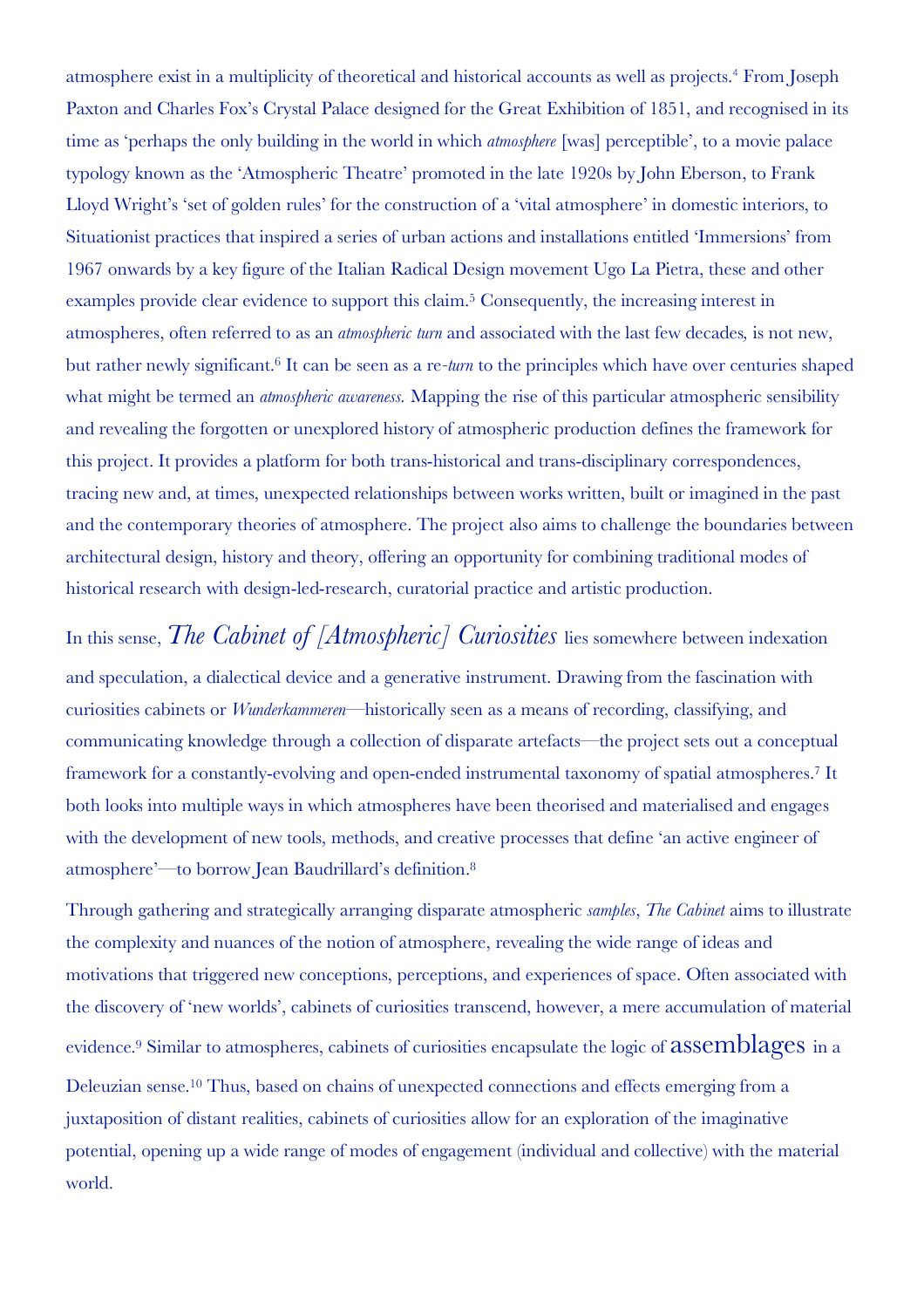atmosphere exist in a multiplicity of theoretical and historical accounts as well as projects.[4] From Joseph Paxton and Charles Fox's Crystal Palace designed for the Great Exhibition of 1851, and recognised in its time as 'perhaps the only building in the world in which *atmosphere* [was] perceptible', to a movie palace typology known as the 'Atmospheric Theatre' promoted in the late 1920s by John Eberson, to Frank Lloyd Wright's 'set of golden rules' for the construction of a 'vital atmosphere' in domestic interiors, to Situationist practices that inspired a series of urban actions and installations entitled 'Immersions' from 1967 onwards by a key figure of the Italian Radical Design movement Ugo La Pietra, these and other examples provide clear evidence to support this claim.[5] Consequently, the increasing interest in atmospheres, often referred to as an *atmospheric turn* and associated with the last few decades, is not new, but rather newly significant.[6] It can be seen as a re-*turn* to the principles which have over centuries shaped what might be termed an *atmospheric awareness.* Mapping the rise of this particular atmospheric sensibility and revealing the forgotten or unexplored history of atmospheric production defines the framework for this project. It provides a platform for both trans-historical and trans-disciplinary correspondences, tracing new and, at times, unexpected relationships between works written, built or imagined in the past and the contemporary theories of atmosphere. The project also aims to challenge the boundaries between architectural design, history and theory, offering an opportunity for combining traditional modes of historical research with design-led-research, curatorial practice and artistic production.

In this sense, *The Cabinet of [Atmospheric] Curiosities* lies somewhere between indexation and speculation, a dialectical device and a generative instrument. Drawing from the fascination with curiosities cabinets or *Wunderkammeren*—historically seen as a means of recording, classifying, and communicating knowledge through a collection of disparate artefacts—the project sets out a conceptual framework for a constantly-evolving and open-ended instrumental taxonomy of spatial atmospheres.[7] It both looks into multiple ways in which atmospheres have been theorised and materialised and engages with the development of new tools, methods, and creative processes that define 'an active engineer of atmosphere'—to borrow Jean Baudrillard's definition.[8]

Through gathering and strategically arranging disparate atmospheric *samples*, *The Cabinet* aims to illustrate the complexity and nuances of the notion of atmosphere, revealing the wide range of ideas and motivations that triggered new conceptions, perceptions, and experiences of space. Often associated with the discovery of 'new worlds', cabinets of curiosities transcend, however, a mere accumulation of material evidence.[9] Similar to atmospheres, cabinets of curiosities encapsulate the logic of assemblages in a Deleuzian sense.[10] Thus, based on chains of unexpected connections and effects emerging from a juxtaposition of distant realities, cabinets of curiosities allow for an exploration of the imaginative potential, opening up a wide range of modes of engagement (individual and collective) with the material world.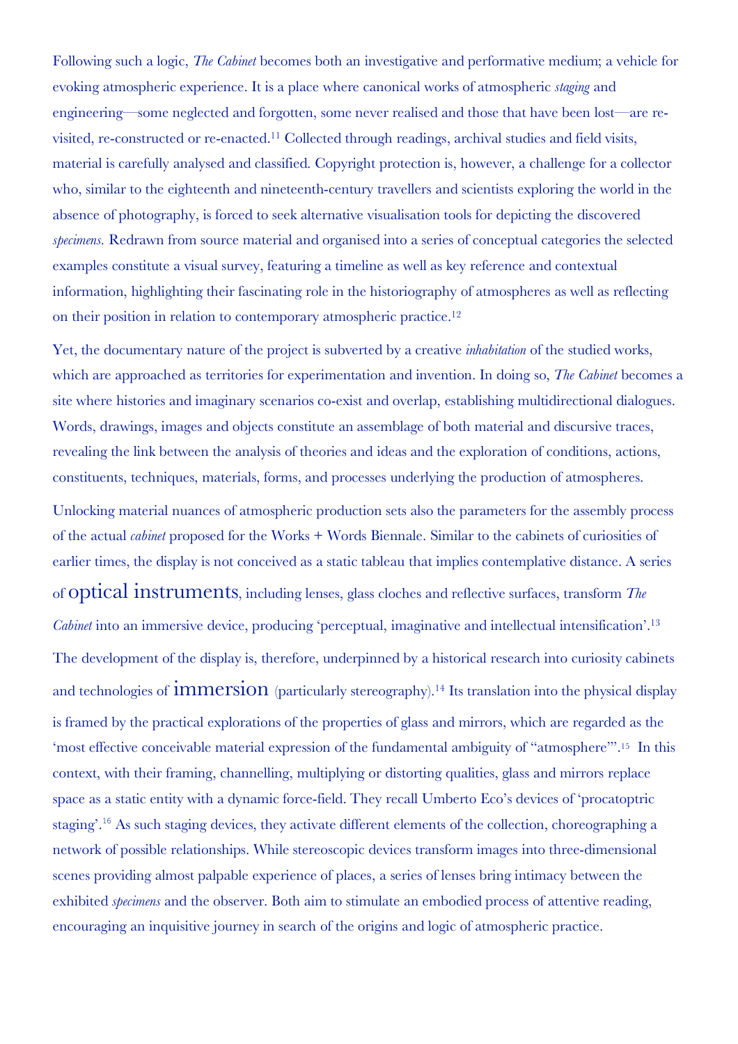Following such a logic, *The Cabinet* becomes both an investigative and performative medium; a vehicle for evoking atmospheric experience. It is a place where canonical works of atmospheric *staging* and engineering—some neglected and forgotten, some never realised and those that have been lost—are re-visited, re-constructed or re-enacted.[11] Collected through readings, archival studies and field visits, material is carefully analysed and classified. Copyright protection is, however, a challenge for a collector who, similar to the eighteenth and nineteenth-century travellers and scientists exploring the world in the absence of photography, is forced to seek alternative visualisation tools for depicting the discovered *specimens.* Redrawn from source material and organised into a series of conceptual categories the selected examples constitute a visual survey, featuring a timeline as well as key reference and contextual information, highlighting their fascinating role in the historiography of atmospheres as well as reflecting on their position in relation to contemporary atmospheric practice.[12]

Yet, the documentary nature of the project is subverted by a creative *inhabitation* of the studied works, which are approached as territories for experimentation and invention. In doing so, *The Cabinet* becomes a site where histories and imaginary scenarios co-exist and overlap, establishing multidirectional dialogues. Words, drawings, images and objects constitute an assemblage of both material and discursive traces, revealing the link between the analysis of theories and ideas and the exploration of conditions, actions, constituents, techniques, materials, forms, and processes underlying the production of atmospheres.

Unlocking material nuances of atmospheric production sets also the parameters for the assembly process of the actual *cabinet* proposed for the Works + Words Biennale. Similar to the cabinets of curiosities of earlier times, the display is not conceived as a static tableau that implies contemplative distance. A series of optical instruments, including lenses, glass cloches and reflective surfaces, transform *The Cabinet* into an immersive device, producing 'perceptual, imaginative and intellectual intensification'.[13] The development of the display is, therefore, underpinned by a historical research into curiosity cabinets and technologies of immersion (particularly stereography).[14] Its translation into the physical display is framed by the practical explorations of the properties of glass and mirrors, which are regarded as the 'most effective conceivable material expression of the fundamental ambiguity of "atmosphere"'.[15] In this context, with their framing, channelling, multiplying or distorting qualities, glass and mirrors replace space as a static entity with a dynamic force-field. They recall Umberto Eco's devices of 'procatoptric staging'.[16] As such staging devices, they activate different elements of the collection, choreographing a network of possible relationships. While stereoscopic devices transform images into three-dimensional scenes providing almost palpable experience of places, a series of lenses bring intimacy between the exhibited *specimens* and the observer. Both aim to stimulate an embodied process of attentive reading, encouraging an inquisitive journey in search of the origins and logic of atmospheric practice.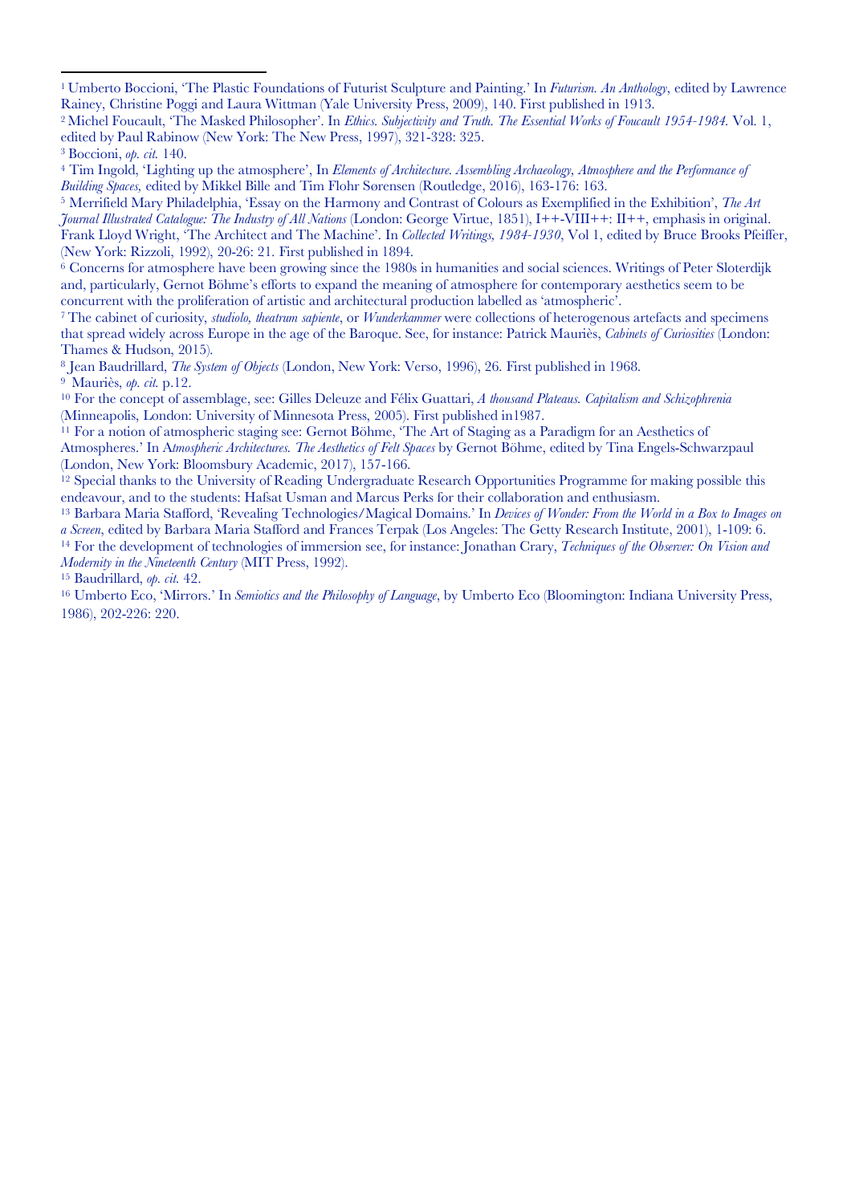[1] Umberto Boccioni, 'The Plastic Foundations of Futurist Sculpture and Painting.' In *Futurism. An Anthology*, edited by Lawrence Rainey, Christine Poggi and Laura Wittman (Yale University Press, 2009), 140. First published in 1913.

[2] Michel Foucault, 'The Masked Philosopher'. In *Ethics. Subjectivity and Truth. The Essential Works of Foucault 1954-1984.* Vol. 1, edited by Paul Rabinow (New York: The New Press, 1997), 321-328: 325.

[3] Boccioni, *op. cit.* 140.

[4] Tim Ingold, 'Lighting up the atmosphere', In *Elements of Architecture. Assembling Archaeology, Atmosphere and the Performance of Building Spaces,* edited by Mikkel Bille and Tim Flohr Sørensen (Routledge, 2016), 163-176: 163.

[5] Merrifield Mary Philadelphia, 'Essay on the Harmony and Contrast of Colours as Exemplified in the Exhibition', *The Art Journal Illustrated Catalogue: The Industry of All Nations* (London: George Virtue, 1851), I++-VIII++: II++, emphasis in original. Frank Lloyd Wright, 'The Architect and The Machine'. In *Collected Writings, 1984-1930*, Vol 1, edited by Bruce Brooks Pfeiffer, (New York: Rizzoli, 1992), 20-26: 21. First published in 1894.

[6] Concerns for atmosphere have been growing since the 1980s in humanities and social sciences. Writings of Peter Sloterdijk and, particularly, Gernot Böhme's efforts to expand the meaning of atmosphere for contemporary aesthetics seem to be concurrent with the proliferation of artistic and architectural production labelled as 'atmospheric'.

[7] The cabinet of curiosity, *studiolo, theatrum sapiente*, or *Wunderkammer* were collections of heterogenous artefacts and specimens that spread widely across Europe in the age of the Baroque. See, for instance: Patrick Mauriès, *Cabinets of Curiosities* (London: Thames & Hudson, 2015).

[8] Jean Baudrillard, *The System of Objects* (London, New York: Verso, 1996), 26. First published in 1968.

[9] Mauriès, *op. cit.* p.12.

[10] For the concept of assemblage, see: Gilles Deleuze and Félix Guattari, *A thousand Plateaus. Capitalism and Schizophrenia* (Minneapolis, London: University of Minnesota Press, 2005). First published in1987.

[11] For a notion of atmospheric staging see: Gernot Böhme, 'The Art of Staging as a Paradigm for an Aesthetics of Atmospheres.' In A*tmospheric Architectures. The Aesthetics of Felt Spaces* by Gernot Böhme, edited by Tina Engels-Schwarzpaul (London, New York: Bloomsbury Academic, 2017), 157-166.

[12] Special thanks to the University of Reading Undergraduate Research Opportunities Programme for making possible this endeavour, and to the students: Hafsat Usman and Marcus Perks for their collaboration and enthusiasm.

[13] Barbara Maria Stafford, 'Revealing Technologies/Magical Domains.' In *Devices of Wonder: From the World in a Box to Images on a Screen*, edited by Barbara Maria Stafford and Frances Terpak (Los Angeles: The Getty Research Institute, 2001), 1-109: 6.

[14] For the development of technologies of immersion see, for instance: Jonathan Crary, *Techniques of the Observer: On Vision and Modernity in the Nineteenth Century* (MIT Press, 1992).

[15] Baudrillard, *op. cit.* 42.

[16] Umberto Eco, 'Mirrors.' In *Semiotics and the Philosophy of Language*, by Umberto Eco (Bloomington: Indiana University Press, 1986), 202-226: 220.